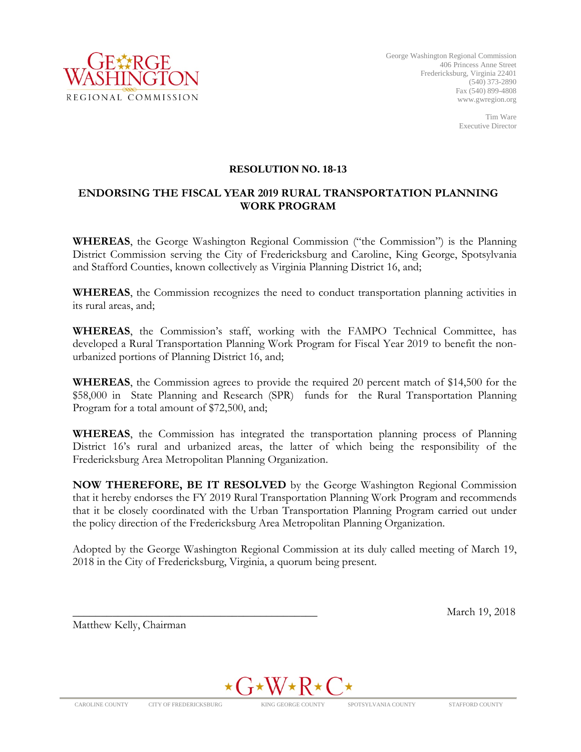GEORGE WASHINGTON REGIONAL COMMISSION

George Washington Regional Commission
406 Princess Anne Street
Fredericksburg, Virginia 22401
(540) 373-2890
Fax (540) 899-4808
www.gwregion.org

Tim Ware
Executive Director

## RESOLUTION NO. 18-13

## ENDORSING THE FISCAL YEAR 2019 RURAL TRANSPORTATION PLANNING WORK PROGRAM

**WHEREAS**, the George Washington Regional Commission ("the Commission") is the Planning District Commission serving the City of Fredericksburg and Caroline, King George, Spotsylvania and Stafford Counties, known collectively as Virginia Planning District 16, and;

**WHEREAS**, the Commission recognizes the need to conduct transportation planning activities in its rural areas, and;

**WHEREAS**, the Commission's staff, working with the FAMPO Technical Committee, has developed a Rural Transportation Planning Work Program for Fiscal Year 2019 to benefit the non-urbanized portions of Planning District 16, and;

**WHEREAS**, the Commission agrees to provide the required 20 percent match of $14,500 for the $58,000 in State Planning and Research (SPR) funds for the Rural Transportation Planning Program for a total amount of $72,500, and;

**WHEREAS**, the Commission has integrated the transportation planning process of Planning District 16's rural and urbanized areas, the latter of which being the responsibility of the Fredericksburg Area Metropolitan Planning Organization.

**NOW THEREFORE, BE IT RESOLVED** by the George Washington Regional Commission that it hereby endorses the FY 2019 Rural Transportation Planning Work Program and recommends that it be closely coordinated with the Urban Transportation Planning Program carried out under the policy direction of the Fredericksburg Area Metropolitan Planning Organization.

Adopted by the George Washington Regional Commission at its duly called meeting of March 19, 2018 in the City of Fredericksburg, Virginia, a quorum being present.

_____________________________________________ March 19, 2018

Matthew Kelly, Chairman

★G★W★R★C★

CAROLINE COUNTY   CITY OF FREDERICKSBURG   KING GEORGE COUNTY   SPOTSYLVANIA COUNTY   STAFFORD COUNTY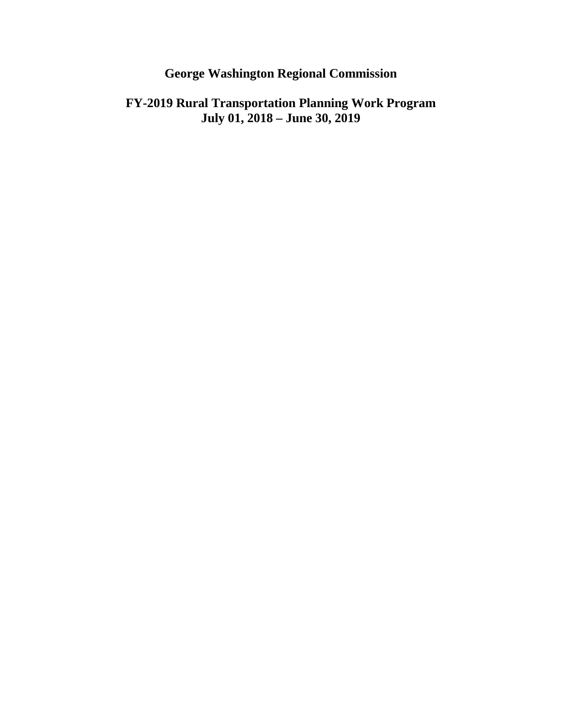# George Washington Regional Commission

## FY-2019 Rural Transportation Planning Work Program
## July 01, 2018 – June 30, 2019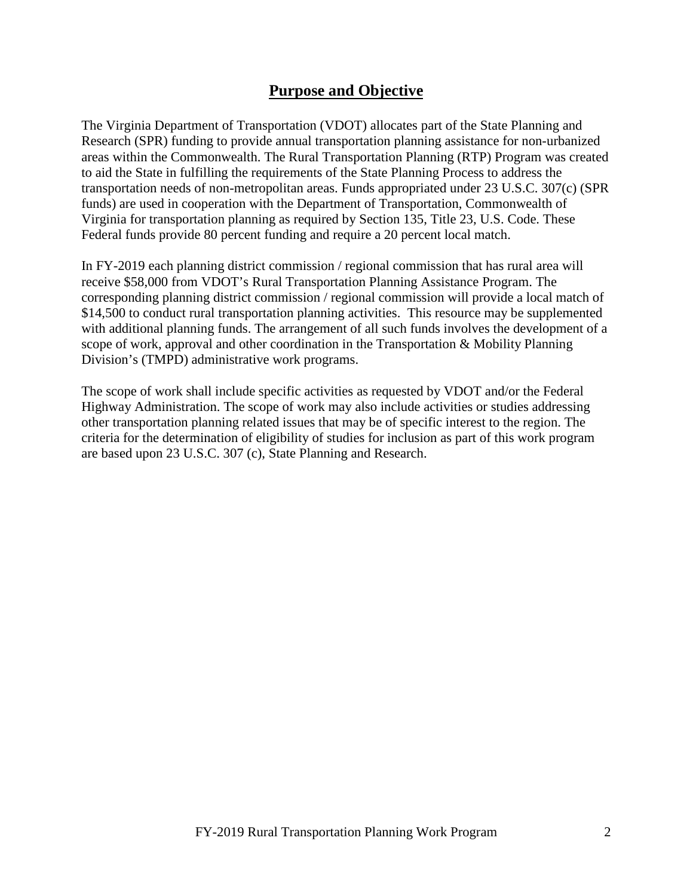## Purpose and Objective

The Virginia Department of Transportation (VDOT) allocates part of the State Planning and Research (SPR) funding to provide annual transportation planning assistance for non-urbanized areas within the Commonwealth. The Rural Transportation Planning (RTP) Program was created to aid the State in fulfilling the requirements of the State Planning Process to address the transportation needs of non-metropolitan areas. Funds appropriated under 23 U.S.C. 307(c) (SPR funds) are used in cooperation with the Department of Transportation, Commonwealth of Virginia for transportation planning as required by Section 135, Title 23, U.S. Code. These Federal funds provide 80 percent funding and require a 20 percent local match.

In FY-2019 each planning district commission / regional commission that has rural area will receive $58,000 from VDOT's Rural Transportation Planning Assistance Program. The corresponding planning district commission / regional commission will provide a local match of $14,500 to conduct rural transportation planning activities. This resource may be supplemented with additional planning funds. The arrangement of all such funds involves the development of a scope of work, approval and other coordination in the Transportation & Mobility Planning Division's (TMPD) administrative work programs.

The scope of work shall include specific activities as requested by VDOT and/or the Federal Highway Administration. The scope of work may also include activities or studies addressing other transportation planning related issues that may be of specific interest to the region. The criteria for the determination of eligibility of studies for inclusion as part of this work program are based upon 23 U.S.C. 307 (c), State Planning and Research.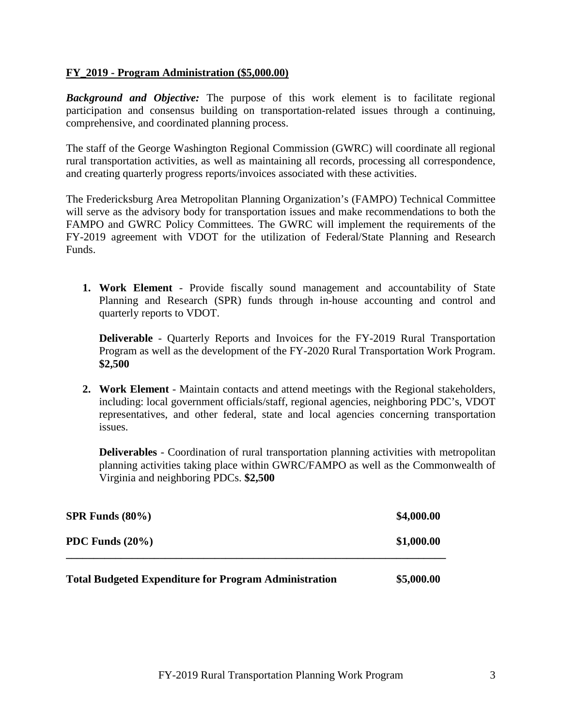**FY_2019 - Program Administration ($5,000.00)**

***Background and Objective:*** The purpose of this work element is to facilitate regional participation and consensus building on transportation-related issues through a continuing, comprehensive, and coordinated planning process.

The staff of the George Washington Regional Commission (GWRC) will coordinate all regional rural transportation activities, as well as maintaining all records, processing all correspondence, and creating quarterly progress reports/invoices associated with these activities.

The Fredericksburg Area Metropolitan Planning Organization's (FAMPO) Technical Committee will serve as the advisory body for transportation issues and make recommendations to both the FAMPO and GWRC Policy Committees. The GWRC will implement the requirements of the FY-2019 agreement with VDOT for the utilization of Federal/State Planning and Research Funds.

1. **Work Element** - Provide fiscally sound management and accountability of State Planning and Research (SPR) funds through in-house accounting and control and quarterly reports to VDOT.

   **Deliverable** - Quarterly Reports and Invoices for the FY-2019 Rural Transportation Program as well as the development of the FY-2020 Rural Transportation Work Program. **$2,500**

2. **Work Element** - Maintain contacts and attend meetings with the Regional stakeholders, including: local government officials/staff, regional agencies, neighboring PDC's, VDOT representatives, and other federal, state and local agencies concerning transportation issues.

   **Deliverables** - Coordination of rural transportation planning activities with metropolitan planning activities taking place within GWRC/FAMPO as well as the Commonwealth of Virginia and neighboring PDCs. **$2,500**

| | |
|---|---|
| **SPR Funds (80%)** | **$4,000.00** |
| **PDC Funds (20%)** | **$1,000.00** |
| **Total Budgeted Expenditure for Program Administration** | **$5,000.00** |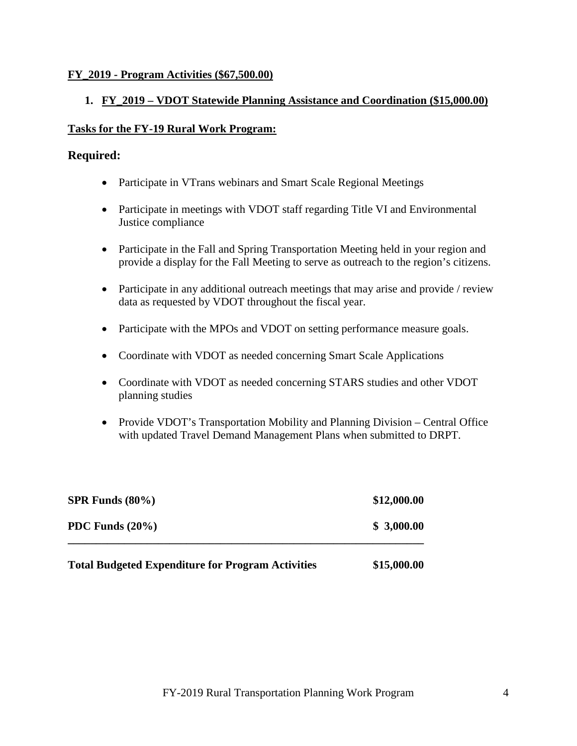**FY_2019 - Program Activities ($67,500.00)**

1. **FY_2019 – VDOT Statewide Planning Assistance and Coordination ($15,000.00)**

**Tasks for the FY-19 Rural Work Program:**

## Required:

- Participate in VTrans webinars and Smart Scale Regional Meetings
- Participate in meetings with VDOT staff regarding Title VI and Environmental Justice compliance
- Participate in the Fall and Spring Transportation Meeting held in your region and provide a display for the Fall Meeting to serve as outreach to the region's citizens.
- Participate in any additional outreach meetings that may arise and provide / review data as requested by VDOT throughout the fiscal year.
- Participate with the MPOs and VDOT on setting performance measure goals.
- Coordinate with VDOT as needed concerning Smart Scale Applications
- Coordinate with VDOT as needed concerning STARS studies and other VDOT planning studies
- Provide VDOT's Transportation Mobility and Planning Division – Central Office with updated Travel Demand Management Plans when submitted to DRPT.

| | |
|---|---|
| **SPR Funds (80%)** | **$12,000.00** |
| **PDC Funds (20%)** | **$ 3,000.00** |
| **Total Budgeted Expenditure for Program Activities** | **$15,000.00** |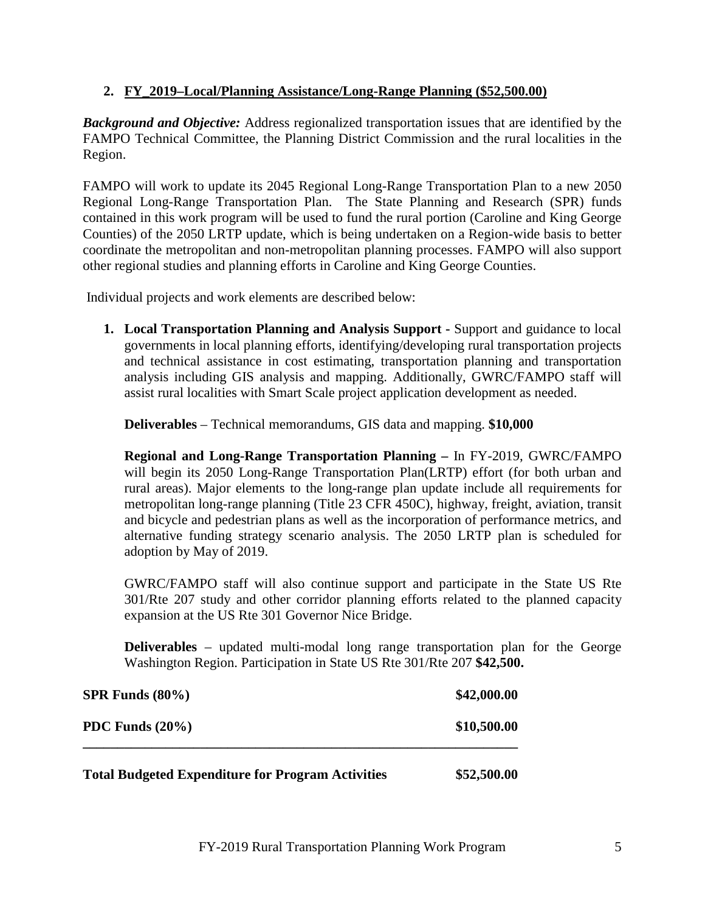2. **FY_2019–Local/Planning Assistance/Long-Range Planning ($52,500.00)**

***Background and Objective:*** Address regionalized transportation issues that are identified by the FAMPO Technical Committee, the Planning District Commission and the rural localities in the Region.

FAMPO will work to update its 2045 Regional Long-Range Transportation Plan to a new 2050 Regional Long-Range Transportation Plan. The State Planning and Research (SPR) funds contained in this work program will be used to fund the rural portion (Caroline and King George Counties) of the 2050 LRTP update, which is being undertaken on a Region-wide basis to better coordinate the metropolitan and non-metropolitan planning processes. FAMPO will also support other regional studies and planning efforts in Caroline and King George Counties.

Individual projects and work elements are described below:

1. **Local Transportation Planning and Analysis Support -** Support and guidance to local governments in local planning efforts, identifying/developing rural transportation projects and technical assistance in cost estimating, transportation planning and transportation analysis including GIS analysis and mapping. Additionally, GWRC/FAMPO staff will assist rural localities with Smart Scale project application development as needed.

   **Deliverables** – Technical memorandums, GIS data and mapping. **$10,000**

   **Regional and Long-Range Transportation Planning –** In FY-2019, GWRC/FAMPO will begin its 2050 Long-Range Transportation Plan(LRTP) effort (for both urban and rural areas). Major elements to the long-range plan update include all requirements for metropolitan long-range planning (Title 23 CFR 450C), highway, freight, aviation, transit and bicycle and pedestrian plans as well as the incorporation of performance metrics, and alternative funding strategy scenario analysis. The 2050 LRTP plan is scheduled for adoption by May of 2019.

   GWRC/FAMPO staff will also continue support and participate in the State US Rte 301/Rte 207 study and other corridor planning efforts related to the planned capacity expansion at the US Rte 301 Governor Nice Bridge.

   **Deliverables** – updated multi-modal long range transportation plan for the George Washington Region. Participation in State US Rte 301/Rte 207 **$42,500.**

| | |
|---|---|
| **SPR Funds (80%)** | **$42,000.00** |
| **PDC Funds (20%)** | **$10,500.00** |
| **Total Budgeted Expenditure for Program Activities** | **$52,500.00** |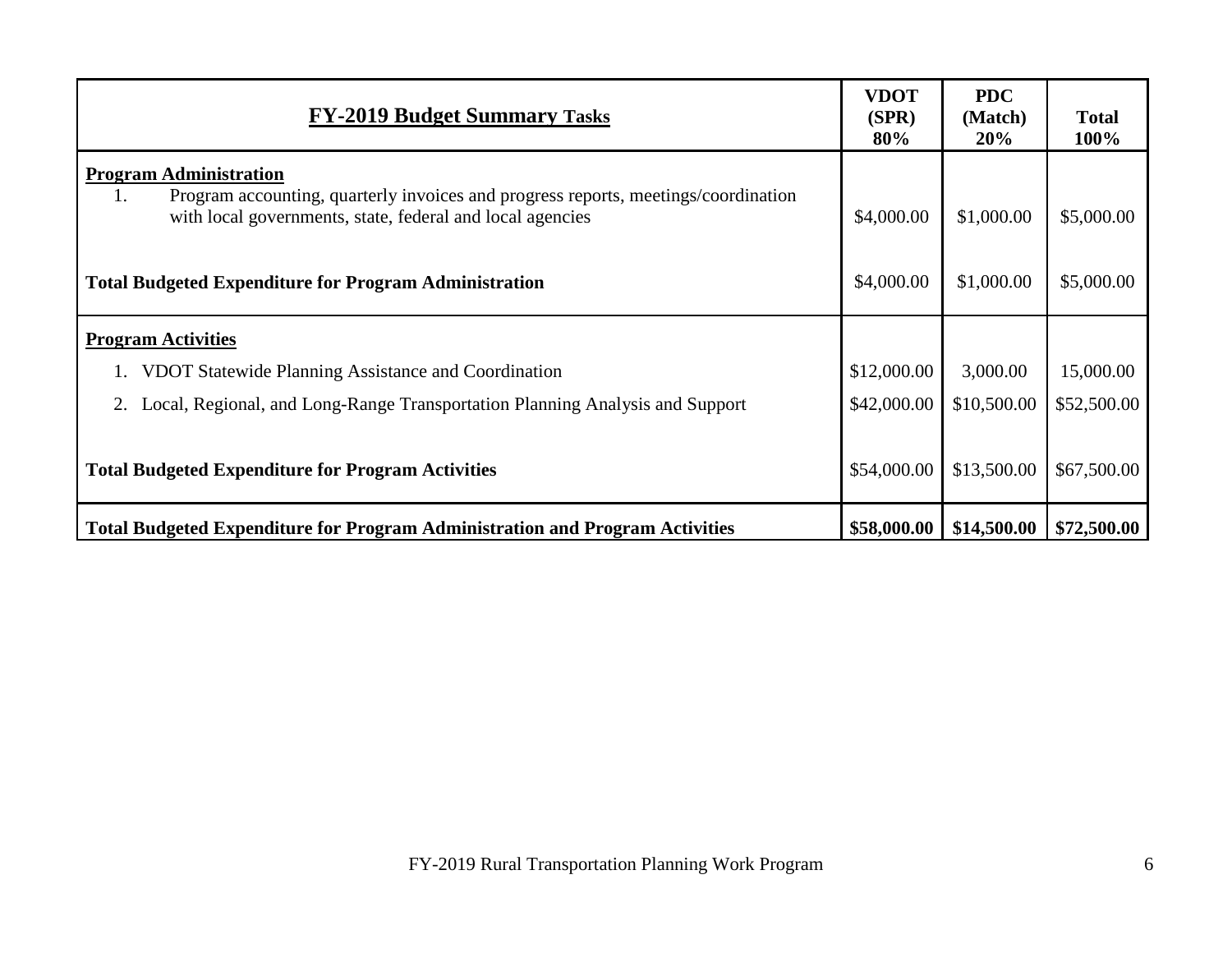| **FY-2019 Budget Summary Tasks** | **VDOT (SPR) 80%** | **PDC (Match) 20%** | **Total 100%** |
|---|---|---|---|
| **Program Administration** | | | |
| 1. Program accounting, quarterly invoices and progress reports, meetings/coordination with local governments, state, federal and local agencies | $4,000.00 | $1,000.00 | $5,000.00 |
| **Total Budgeted Expenditure for Program Administration** | $4,000.00 | $1,000.00 | $5,000.00 |
| **Program Activities** | | | |
| 1. VDOT Statewide Planning Assistance and Coordination | $12,000.00 | 3,000.00 | 15,000.00 |
| 2. Local, Regional, and Long-Range Transportation Planning Analysis and Support | $42,000.00 | $10,500.00 | $52,500.00 |
| **Total Budgeted Expenditure for Program Activities** | $54,000.00 | $13,500.00 | $67,500.00 |
| **Total Budgeted Expenditure for Program Administration and Program Activities** | **$58,000.00** | **$14,500.00** | **$72,500.00** |